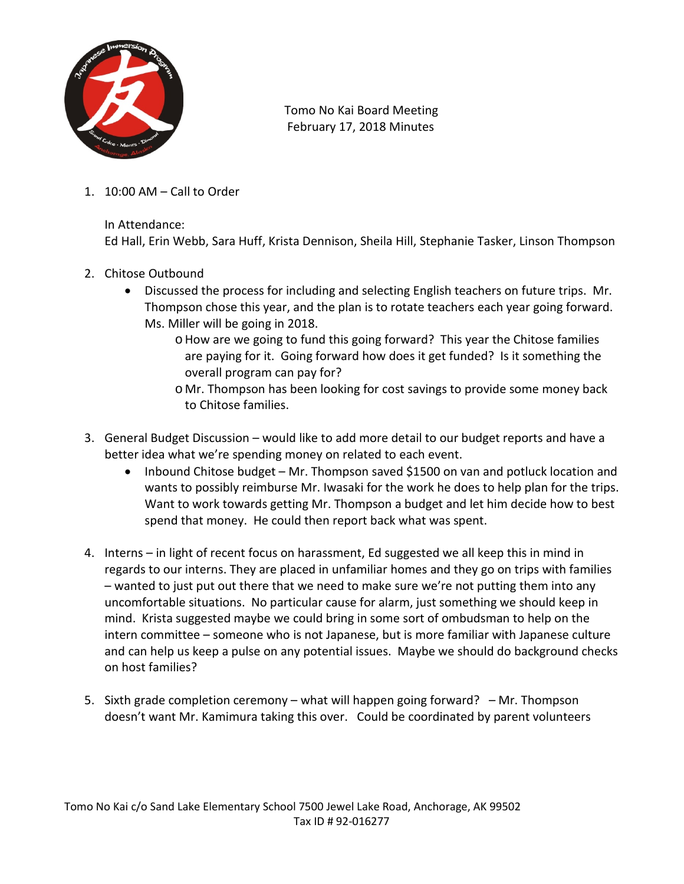Tomo No Kai Board Meeting
February 17, 2018 Minutes

1. 10:00 AM – Call to Order

   In Attendance:
   Ed Hall, Erin Webb, Sara Huff, Krista Dennison, Sheila Hill, Stephanie Tasker, Linson Thompson

2. Chitose Outbound
   - Discussed the process for including and selecting English teachers on future trips. Mr. Thompson chose this year, and the plan is to rotate teachers each year going forward. Ms. Miller will be going in 2018.
     - How are we going to fund this going forward? This year the Chitose families are paying for it. Going forward how does it get funded? Is it something the overall program can pay for?
     - Mr. Thompson has been looking for cost savings to provide some money back to Chitose families.

3. General Budget Discussion – would like to add more detail to our budget reports and have a better idea what we're spending money on related to each event.
   - Inbound Chitose budget – Mr. Thompson saved $1500 on van and potluck location and wants to possibly reimburse Mr. Iwasaki for the work he does to help plan for the trips. Want to work towards getting Mr. Thompson a budget and let him decide how to best spend that money. He could then report back what was spent.

4. Interns – in light of recent focus on harassment, Ed suggested we all keep this in mind in regards to our interns. They are placed in unfamiliar homes and they go on trips with families – wanted to just put out there that we need to make sure we're not putting them into any uncomfortable situations. No particular cause for alarm, just something we should keep in mind. Krista suggested maybe we could bring in some sort of ombudsman to help on the intern committee – someone who is not Japanese, but is more familiar with Japanese culture and can help us keep a pulse on any potential issues. Maybe we should do background checks on host families?

5. Sixth grade completion ceremony – what will happen going forward? – Mr. Thompson doesn't want Mr. Kamimura taking this over. Could be coordinated by parent volunteers

Tomo No Kai c/o Sand Lake Elementary School 7500 Jewel Lake Road, Anchorage, AK 99502
Tax ID # 92-016277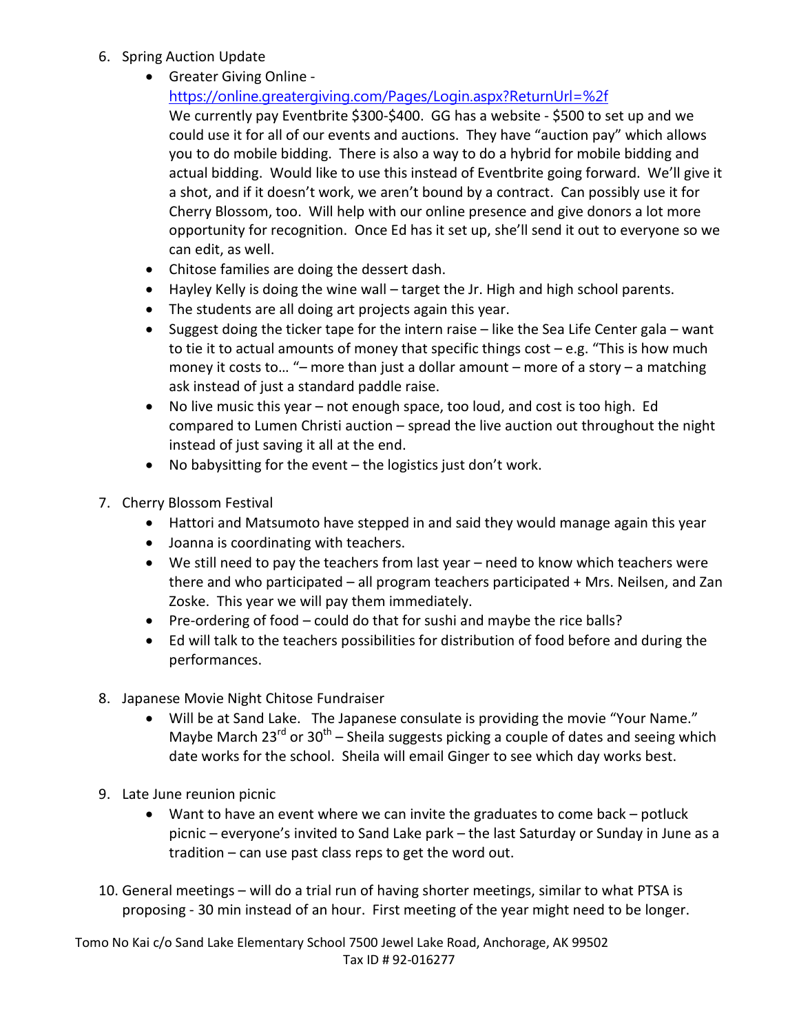6. Spring Auction Update
   - Greater Giving Online - https://online.greatergiving.com/Pages/Login.aspx?ReturnUrl=%2f
     We currently pay Eventbrite $300-$400. GG has a website - $500 to set up and we could use it for all of our events and auctions. They have "auction pay" which allows you to do mobile bidding. There is also a way to do a hybrid for mobile bidding and actual bidding. Would like to use this instead of Eventbrite going forward. We'll give it a shot, and if it doesn't work, we aren't bound by a contract. Can possibly use it for Cherry Blossom, too. Will help with our online presence and give donors a lot more opportunity for recognition. Once Ed has it set up, she'll send it out to everyone so we can edit, as well.
   - Chitose families are doing the dessert dash.
   - Hayley Kelly is doing the wine wall – target the Jr. High and high school parents.
   - The students are all doing art projects again this year.
   - Suggest doing the ticker tape for the intern raise – like the Sea Life Center gala – want to tie it to actual amounts of money that specific things cost – e.g. "This is how much money it costs to… "– more than just a dollar amount – more of a story – a matching ask instead of just a standard paddle raise.
   - No live music this year – not enough space, too loud, and cost is too high. Ed compared to Lumen Christi auction – spread the live auction out throughout the night instead of just saving it all at the end.
   - No babysitting for the event – the logistics just don't work.

7. Cherry Blossom Festival
   - Hattori and Matsumoto have stepped in and said they would manage again this year
   - Joanna is coordinating with teachers.
   - We still need to pay the teachers from last year – need to know which teachers were there and who participated – all program teachers participated + Mrs. Neilsen, and Zan Zoske. This year we will pay them immediately.
   - Pre-ordering of food – could do that for sushi and maybe the rice balls?
   - Ed will talk to the teachers possibilities for distribution of food before and during the performances.

8. Japanese Movie Night Chitose Fundraiser
   - Will be at Sand Lake. The Japanese consulate is providing the movie "Your Name." Maybe March 23rd or 30th – Sheila suggests picking a couple of dates and seeing which date works for the school. Sheila will email Ginger to see which day works best.

9. Late June reunion picnic
   - Want to have an event where we can invite the graduates to come back – potluck picnic – everyone's invited to Sand Lake park – the last Saturday or Sunday in June as a tradition – can use past class reps to get the word out.

10. General meetings – will do a trial run of having shorter meetings, similar to what PTSA is proposing - 30 min instead of an hour. First meeting of the year might need to be longer.

Tomo No Kai c/o Sand Lake Elementary School 7500 Jewel Lake Road, Anchorage, AK 99502
Tax ID # 92-016277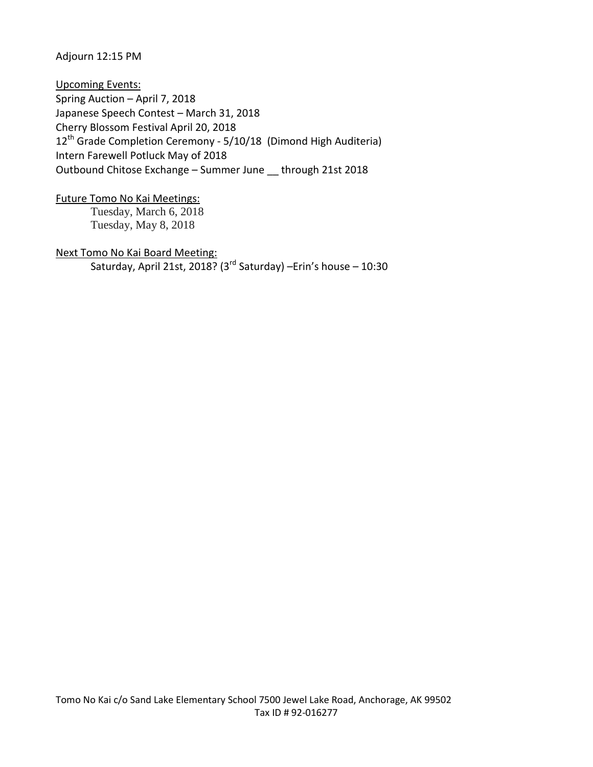Adjourn 12:15 PM

Upcoming Events:

Spring Auction – April 7, 2018
Japanese Speech Contest – March 31, 2018
Cherry Blossom Festival April 20, 2018
12th Grade Completion Ceremony - 5/10/18 (Dimond High Auditeria)
Intern Farewell Potluck May of 2018
Outbound Chitose Exchange – Summer June __ through 21st 2018

Future Tomo No Kai Meetings:

Tuesday, March 6, 2018
Tuesday, May 8, 2018

Next Tomo No Kai Board Meeting:

Saturday, April 21st, 2018? (3rd Saturday) –Erin's house – 10:30

Tomo No Kai c/o Sand Lake Elementary School 7500 Jewel Lake Road, Anchorage, AK 99502
Tax ID # 92-016277